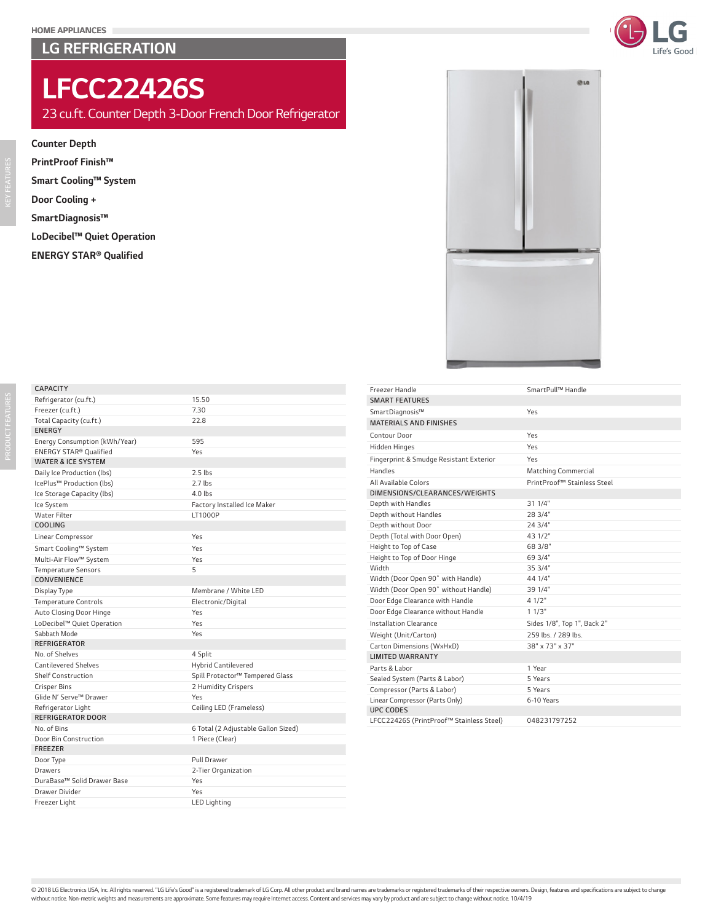HOME APPLIANCES

## LG REFRIGERATION

# LFCC22426S

23 cu.ft. Counter Depth 3-Door French Door Refrigerator

KEY FEATURES

**Counter Depth**

**PrintProof Finish™**

**Smart Cooling™ System**

**Door Cooling +**

**SmartDiagnosis™**

**LoDecibel™ Quiet Operation**

**ENERGY STAR® Qualified**

PRODUCT FEATURES

| CAPACITY | |
|---|---|
| Refrigerator (cu.ft.) | 15.50 |
| Freezer (cu.ft.) | 7.30 |
| Total Capacity (cu.ft.) | 22.8 |
| **ENERGY** | |
| Energy Consumption (kWh/Year) | 595 |
| ENERGY STAR® Qualified | Yes |
| **WATER & ICE SYSTEM** | |
| Daily Ice Production (lbs) | 2.5 lbs |
| IcePlus™ Production (lbs) | 2.7 lbs |
| Ice Storage Capacity (lbs) | 4.0 lbs |
| Ice System | Factory Installed Ice Maker |
| Water Filter | LT1000P |
| **COOLING** | |
| Linear Compressor | Yes |
| Smart Cooling™ System | Yes |
| Multi-Air Flow™ System | Yes |
| Temperature Sensors | 5 |
| **CONVENIENCE** | |
| Display Type | Membrane / White LED |
| Temperature Controls | Electronic/Digital |
| Auto Closing Door Hinge | Yes |
| LoDecibel™ Quiet Operation | Yes |
| Sabbath Mode | Yes |
| **REFRIGERATOR** | |
| No. of Shelves | 4 Split |
| Cantilevered Shelves | Hybrid Cantilevered |
| Shelf Construction | Spill Protector™ Tempered Glass |
| Crisper Bins | 2 Humidity Crispers |
| Glide N' Serve™ Drawer | Yes |
| Refrigerator Light | Ceiling LED (Frameless) |
| **REFRIGERATOR DOOR** | |
| No. of Bins | 6 Total (2 Adjustable Gallon Sized) |
| Door Bin Construction | 1 Piece (Clear) |
| **FREEZER** | |
| Door Type | Pull Drawer |
| Drawers | 2-Tier Organization |
| DuraBase™ Solid Drawer Base | Yes |
| Drawer Divider | Yes |
| Freezer Light | LED Lighting |
| Freezer Handle | SmartPull™ Handle |
| **SMART FEATURES** | |
| SmartDiagnosis™ | Yes |
| **MATERIALS AND FINISHES** | |
| Contour Door | Yes |
| Hidden Hinges | Yes |
| Fingerprint & Smudge Resistant Exterior | Yes |
| Handles | Matching Commercial |
| All Available Colors | PrintProof™ Stainless Steel |
| **DIMENSIONS/CLEARANCES/WEIGHTS** | |
| Depth with Handles | 31 1/4" |
| Depth without Handles | 28 3/4" |
| Depth without Door | 24 3/4" |
| Depth (Total with Door Open) | 43 1/2" |
| Height to Top of Case | 68 3/8" |
| Height to Top of Door Hinge | 69 3/4" |
| Width | 35 3/4" |
| Width (Door Open 90° with Handle) | 44 1/4" |
| Width (Door Open 90° without Handle) | 39 1/4" |
| Door Edge Clearance with Handle | 4 1/2" |
| Door Edge Clearance without Handle | 1 1/3" |
| Installation Clearance | Sides 1/8", Top 1", Back 2" |
| Weight (Unit/Carton) | 259 lbs. / 289 lbs. |
| Carton Dimensions (WxHxD) | 38" x 73" x 37" |
| **LIMITED WARRANTY** | |
| Parts & Labor | 1 Year |
| Sealed System (Parts & Labor) | 5 Years |
| Compressor (Parts & Labor) | 5 Years |
| Linear Compressor (Parts Only) | 6-10 Years |
| **UPC CODES** | |
| LFCC22426S (PrintProof™ Stainless Steel) | 048231797252 |

© 2018 LG Electronics USA, Inc. All rights reserved. "LG Life's Good" is a registered trademark of LG Corp. All other product and brand names are trademarks or registered trademarks of their respective owners. Design, features and specifications are subject to change without notice. Non-metric weights and measurements are approximate. Some features may require Internet access. Content and services may vary by product and are subject to change without notice. 10/4/19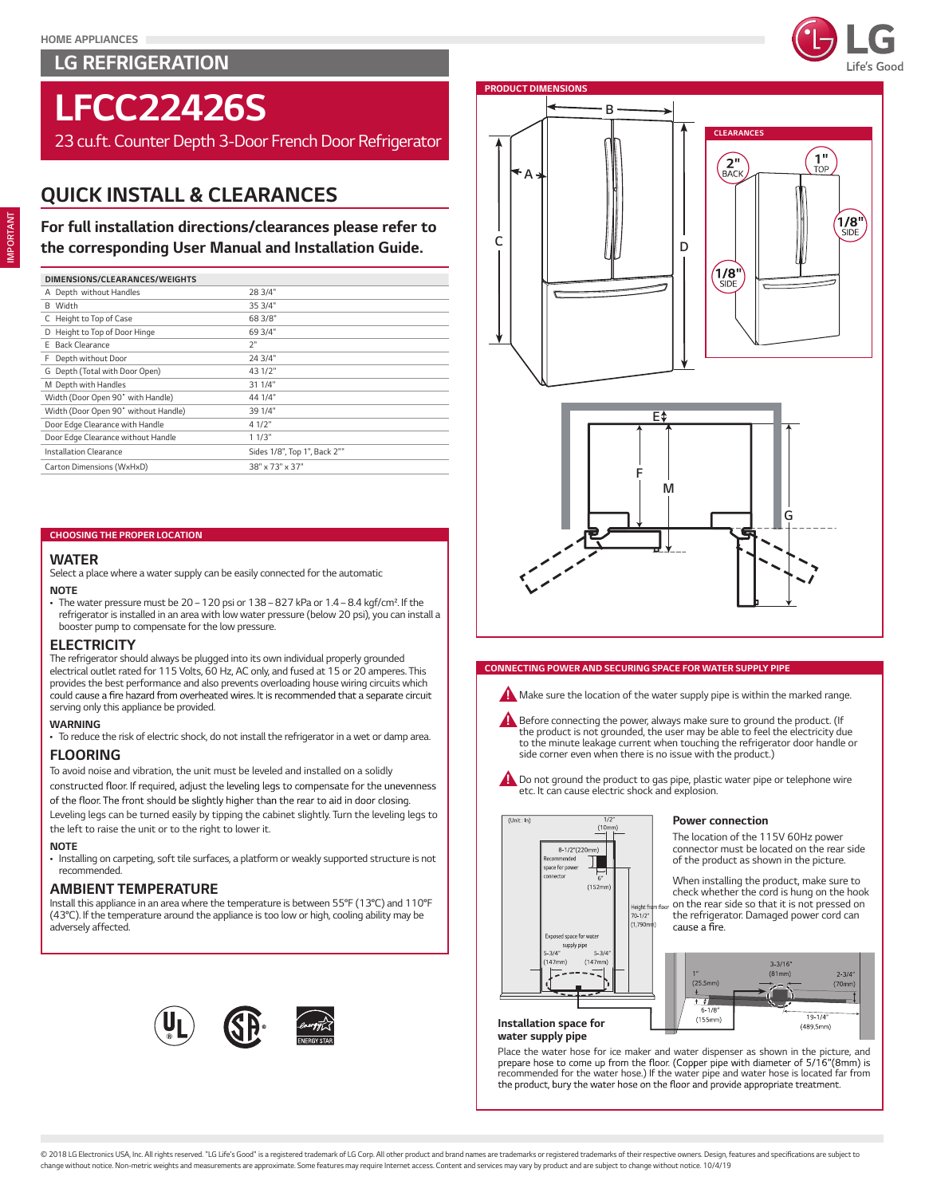HOME APPLIANCES

## LG REFRIGERATION

# LFCC22426S

23 cu.ft. Counter Depth 3-Door French Door Refrigerator

## QUICK INSTALL & CLEARANCES

**For full installation directions/clearances please refer to the corresponding User Manual and Installation Guide.**

| DIMENSIONS/CLEARANCES/WEIGHTS | |
|---|---|
| A Depth without Handles | 28 3/4" |
| B Width | 35 3/4" |
| C Height to Top of Case | 68 3/8" |
| D Height to Top of Door Hinge | 69 3/4" |
| E Back Clearance | 2" |
| F Depth without Door | 24 3/4" |
| G Depth (Total with Door Open) | 43 1/2" |
| M Depth with Handles | 31 1/4" |
| Width (Door Open 90˚ with Handle) | 44 1/4" |
| Width (Door Open 90˚ without Handle) | 39 1/4" |
| Door Edge Clearance with Handle | 4 1/2" |
| Door Edge Clearance without Handle | 1 1/3" |
| Installation Clearance | Sides 1/8", Top 1", Back 2"" |
| Carton Dimensions (WxHxD) | 38" x 73" x 37" |

### CHOOSING THE PROPER LOCATION

#### WATER

Select a place where a water supply can be easily connected for the automatic

**NOTE**

- The water pressure must be 20 – 120 psi or 138 – 827 kPa or 1.4 – 8.4 kgf/cm². If the refrigerator is installed in an area with low water pressure (below 20 psi), you can install a booster pump to compensate for the low pressure.

#### ELECTRICITY

The refrigerator should always be plugged into its own individual properly grounded electrical outlet rated for 115 Volts, 60 Hz, AC only, and fused at 15 or 20 amperes. This provides the best performance and also prevents overloading house wiring circuits which could cause a fire hazard from overheated wires. It is recommended that a separate circuit serving only this appliance be provided.

**WARNING**

- To reduce the risk of electric shock, do not install the refrigerator in a wet or damp area.

#### FLOORING

To avoid noise and vibration, the unit must be leveled and installed on a solidly constructed floor. If required, adjust the leveling legs to compensate for the unevenness of the floor. The front should be slightly higher than the rear to aid in door closing. Leveling legs can be turned easily by tipping the cabinet slightly. Turn the leveling legs to the left to raise the unit or to the right to lower it.

**NOTE**

- Installing on carpeting, soft tile surfaces, a platform or weakly supported structure is not recommended.

#### AMBIENT TEMPERATURE

Install this appliance in an area where the temperature is between 55°F (13°C) and 110°F (43°C). If the temperature around the appliance is too low or high, cooling ability may be adversely affected.

### PRODUCT DIMENSIONS

B
A
C
D

CLEARANCES

2" BACK
1" TOP
1/8" SIDE
1/8" SIDE

E
F
M
G

### CONNECTING POWER AND SECURING SPACE FOR WATER SUPPLY PIPE

Make sure the location of the water supply pipe is within the marked range.

Before connecting the power, always make sure to ground the product. (If the product is not grounded, the user may be able to feel the electricity due to the minute leakage current when touching the refrigerator door handle or side corner even when there is no issue with the product.)

Do not ground the product to gas pipe, plastic water pipe or telephone wire etc. It can cause electric shock and explosion.

(Unit : in)
1/2" (10mm)
8-1/2"(220mm) Recommended space for power connector
6" (152mm)
Height from floor 70-1/2" (1,790mm)
Exposed space for water supply pipe
5-3/4" (147mm)
5-3/4" (147mm)
1" (25.5mm)
3-3/16" (81mm)
2-3/4" (70mm)
6-1/8" (155mm)
19-1/4" (489.5mm)

**Installation space for water supply pipe**

#### Power connection

The location of the 115V 60Hz power connector must be located on the rear side of the product as shown in the picture.

When installing the product, make sure to check whether the cord is hung on the hook on the rear side so that it is not pressed on the refrigerator. Damaged power cord can cause a fire.

Place the water hose for ice maker and water dispenser as shown in the picture, and prepare hose to come up from the floor. (Copper pipe with diameter of 5/16"(8mm) is recommended for the water hose.) If the water pipe and water hose is located far from the product, bury the water hose on the floor and provide appropriate treatment.

© 2018 LG Electronics USA, Inc. All rights reserved. "LG Life's Good" is a registered trademark of LG Corp. All other product and brand names are trademarks or registered trademarks of their respective owners. Design, features and specifications are subject to change without notice. Non-metric weights and measurements are approximate. Some features may require Internet access. Content and services may vary by product and are subject to change without notice. 10/4/19